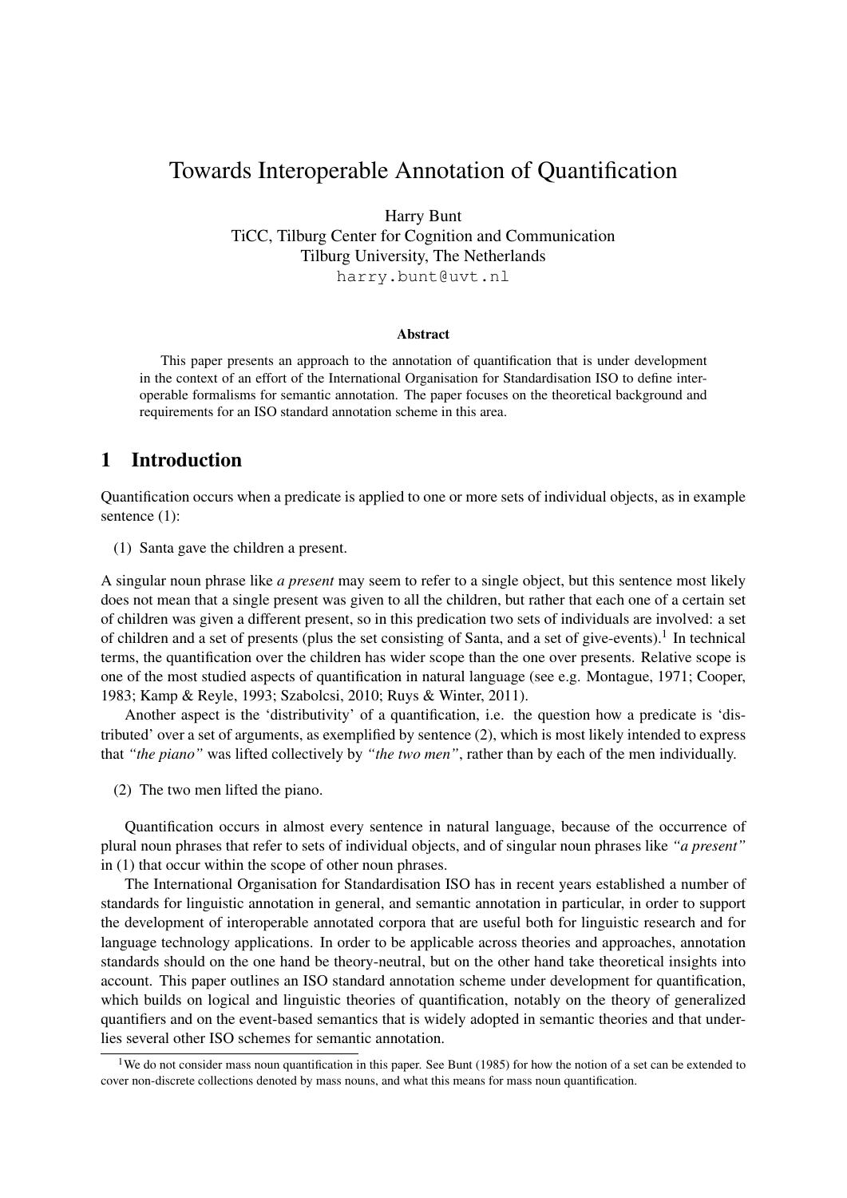# Towards Interoperable Annotation of Quantification

Harry Bunt
TiCC, Tilburg Center for Cognition and Communication
Tilburg University, The Netherlands
harry.bunt@uvt.nl

### Abstract

This paper presents an approach to the annotation of quantification that is under development in the context of an effort of the International Organisation for Standardisation ISO to define interoperable formalisms for semantic annotation. The paper focuses on the theoretical background and requirements for an ISO standard annotation scheme in this area.

## 1 Introduction

Quantification occurs when a predicate is applied to one or more sets of individual objects, as in example sentence (1):

(1) Santa gave the children a present.

A singular noun phrase like *a present* may seem to refer to a single object, but this sentence most likely does not mean that a single present was given to all the children, but rather that each one of a certain set of children was given a different present, so in this predication two sets of individuals are involved: a set of children and a set of presents (plus the set consisting of Santa, and a set of give-events).[1] In technical terms, the quantification over the children has wider scope than the one over presents. Relative scope is one of the most studied aspects of quantification in natural language (see e.g. Montague, 1971; Cooper, 1983; Kamp & Reyle, 1993; Szabolcsi, 2010; Ruys & Winter, 2011).

Another aspect is the 'distributivity' of a quantification, i.e. the question how a predicate is 'distributed' over a set of arguments, as exemplified by sentence (2), which is most likely intended to express that *"the piano"* was lifted collectively by *"the two men"*, rather than by each of the men individually.

(2) The two men lifted the piano.

Quantification occurs in almost every sentence in natural language, because of the occurrence of plural noun phrases that refer to sets of individual objects, and of singular noun phrases like *"a present"* in (1) that occur within the scope of other noun phrases.

The International Organisation for Standardisation ISO has in recent years established a number of standards for linguistic annotation in general, and semantic annotation in particular, in order to support the development of interoperable annotated corpora that are useful both for linguistic research and for language technology applications. In order to be applicable across theories and approaches, annotation standards should on the one hand be theory-neutral, but on the other hand take theoretical insights into account. This paper outlines an ISO standard annotation scheme under development for quantification, which builds on logical and linguistic theories of quantification, notably on the theory of generalized quantifiers and on the event-based semantics that is widely adopted in semantic theories and that underlies several other ISO schemes for semantic annotation.

[1] We do not consider mass noun quantification in this paper. See Bunt (1985) for how the notion of a set can be extended to cover non-discrete collections denoted by mass nouns, and what this means for mass noun quantification.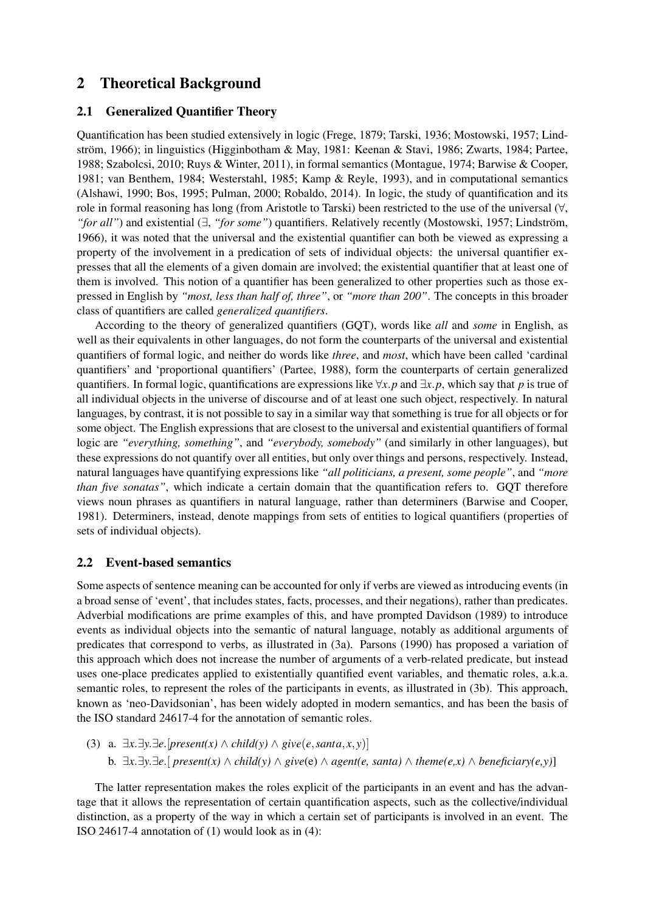## 2 Theoretical Background

### 2.1 Generalized Quantifier Theory

Quantification has been studied extensively in logic (Frege, 1879; Tarski, 1936; Mostowski, 1957; Lindström, 1966); in linguistics (Higginbotham & May, 1981: Keenan & Stavi, 1986; Zwarts, 1984; Partee, 1988; Szabolcsi, 2010; Ruys & Winter, 2011), in formal semantics (Montague, 1974; Barwise & Cooper, 1981; van Benthem, 1984; Westerstahl, 1985; Kamp & Reyle, 1993), and in computational semantics (Alshawi, 1990; Bos, 1995; Pulman, 2000; Robaldo, 2014). In logic, the study of quantification and its role in formal reasoning has long (from Aristotle to Tarski) been restricted to the use of the universal ($\forall$, *"for all"*) and existential ($\exists$, *"for some"*) quantifiers. Relatively recently (Mostowski, 1957; Lindström, 1966), it was noted that the universal and the existential quantifier can both be viewed as expressing a property of the involvement in a predication of sets of individual objects: the universal quantifier expresses that all the elements of a given domain are involved; the existential quantifier that at least one of them is involved. This notion of a quantifier has been generalized to other properties such as those expressed in English by *"most, less than half of, three"*, or *"more than 200"*. The concepts in this broader class of quantifiers are called *generalized quantifiers*.

According to the theory of generalized quantifiers (GQT), words like *all* and *some* in English, as well as their equivalents in other languages, do not form the counterparts of the universal and existential quantifiers of formal logic, and neither do words like *three*, and *most*, which have been called 'cardinal quantifiers' and 'proportional quantifiers' (Partee, 1988), form the counterparts of certain generalized quantifiers. In formal logic, quantifications are expressions like $\forall x.p$ and $\exists x.p$, which say that $p$ is true of all individual objects in the universe of discourse and of at least one such object, respectively. In natural languages, by contrast, it is not possible to say in a similar way that something is true for all objects or for some object. The English expressions that are closest to the universal and existential quantifiers of formal logic are *"everything, something"*, and *"everybody, somebody"* (and similarly in other languages), but these expressions do not quantify over all entities, but only over things and persons, respectively. Instead, natural languages have quantifying expressions like *"all politicians, a present, some people"*, and *"more than five sonatas"*, which indicate a certain domain that the quantification refers to. GQT therefore views noun phrases as quantifiers in natural language, rather than determiners (Barwise and Cooper, 1981). Determiners, instead, denote mappings from sets of entities to logical quantifiers (properties of sets of individual objects).

### 2.2 Event-based semantics

Some aspects of sentence meaning can be accounted for only if verbs are viewed as introducing events (in a broad sense of 'event', that includes states, facts, processes, and their negations), rather than predicates. Adverbial modifications are prime examples of this, and have prompted Davidson (1989) to introduce events as individual objects into the semantic of natural language, notably as additional arguments of predicates that correspond to verbs, as illustrated in (3a). Parsons (1990) has proposed a variation of this approach which does not increase the number of arguments of a verb-related predicate, but instead uses one-place predicates applied to existentially quantified event variables, and thematic roles, a.k.a. semantic roles, to represent the roles of the participants in events, as illustrated in (3b). This approach, known as 'neo-Davidsonian', has been widely adopted in modern semantics, and has been the basis of the ISO standard 24617-4 for the annotation of semantic roles.

(3) a. $\exists x.\exists y.\exists e.[present(x) \wedge child(y) \wedge give(e, santa, x, y)]$

b. $\exists x.\exists y.\exists e.[\, present(x) \wedge child(y) \wedge give(e) \wedge agent(e, santa) \wedge theme(e,x) \wedge beneficiary(e,y)]$

The latter representation makes the roles explicit of the participants in an event and has the advantage that it allows the representation of certain quantification aspects, such as the collective/individual distinction, as a property of the way in which a certain set of participants is involved in an event. The ISO 24617-4 annotation of (1) would look as in (4):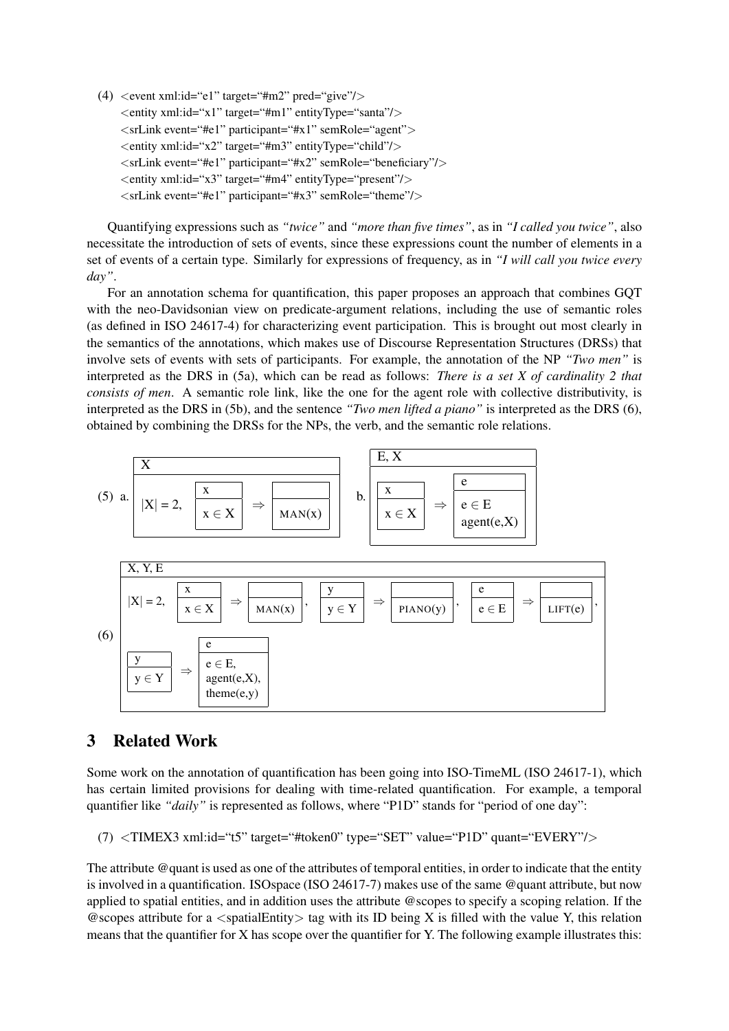(4) 
```
<event xml:id="e1" target="#m2" pred="give"/>
<entity xml:id="x1" target="#m1" entityType="santa"/>
<srLink event="#e1" participant="#x1" semRole="agent">
<entity xml:id="x2" target="#m3" entityType="child"/>
<srLink event="#e1" participant="#x2" semRole="beneficiary"/>
<entity xml:id="x3" target="#m4" entityType="present"/>
<srLink event="#e1" participant="#x3" semRole="theme"/>
```

Quantifying expressions such as *"twice"* and *"more than five times"*, as in *"I called you twice"*, also necessitate the introduction of sets of events, since these expressions count the number of elements in a set of events of a certain type. Similarly for expressions of frequency, as in *"I will call you twice every day"*.

For an annotation schema for quantification, this paper proposes an approach that combines GQT with the neo-Davidsonian view on predicate-argument relations, including the use of semantic roles (as defined in ISO 24617-4) for characterizing event participation. This is brought out most clearly in the semantics of the annotations, which makes use of Discourse Representation Structures (DRSs) that involve sets of events with sets of participants. For example, the annotation of the NP *"Two men"* is interpreted as the DRS in (5a), which can be read as follows: *There is a set X of cardinality 2 that consists of men*. A semantic role link, like the one for the agent role with collective distributivity, is interpreted as the DRS in (5b), and the sentence *"Two men lifted a piano"* is interpreted as the DRS (6), obtained by combining the DRSs for the NPs, the verb, and the semantic role relations.

(5) a. [X | $|X| = 2$, [x | $x \in X$] $\Rightarrow$ [ | MAN(x)]]

b. [E, X | [x | $x \in X$] $\Rightarrow$ [e | $e \in E$, agent(e,X)]]

(6) [X, Y, E | $|X| = 2$, [x | $x \in X$] $\Rightarrow$ [ | MAN(x)], [y | $y \in Y$] $\Rightarrow$ [ | PIANO(y)], [e | $e \in E$] $\Rightarrow$ [ | LIFT(e)], [y | $y \in Y$] $\Rightarrow$ [e | $e \in E$, agent(e,X), theme(e,y)]]

## 3 Related Work

Some work on the annotation of quantification has been going into ISO-TimeML (ISO 24617-1), which has certain limited provisions for dealing with time-related quantification. For example, a temporal quantifier like *"daily"* is represented as follows, where "P1D" stands for "period of one day":

(7) 
```
<TIMEX3 xml:id="t5" target="#token0" type="SET" value="P1D" quant="EVERY"/>
```

The attribute @quant is used as one of the attributes of temporal entities, in order to indicate that the entity is involved in a quantification. ISOspace (ISO 24617-7) makes use of the same @quant attribute, but now applied to spatial entities, and in addition uses the attribute @scopes to specify a scoping relation. If the @scopes attribute for a <spatialEntity> tag with its ID being X is filled with the value Y, this relation means that the quantifier for X has scope over the quantifier for Y. The following example illustrates this: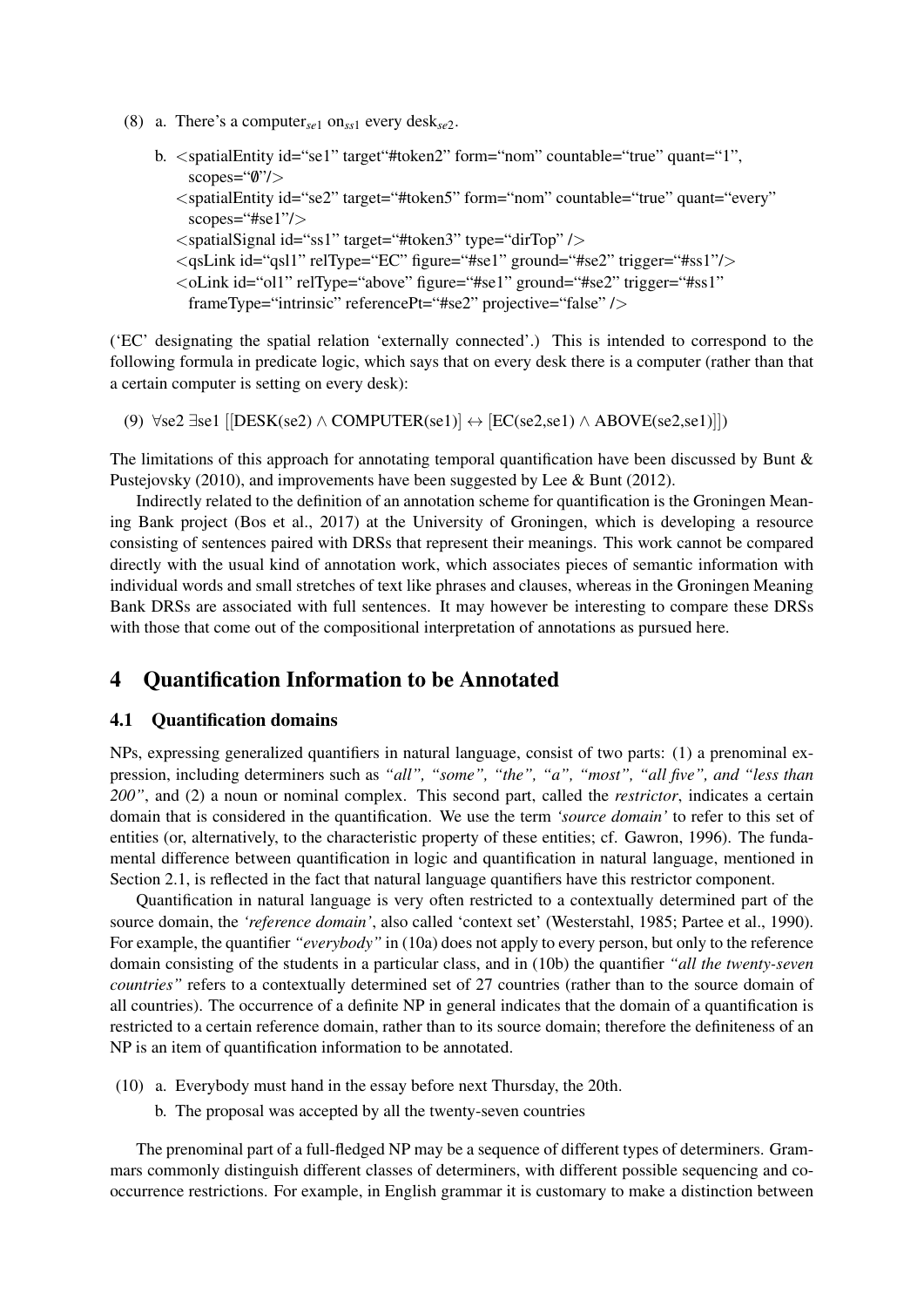(8) a. There's a computer$_{se1}$ on$_{ss1}$ every desk$_{se2}$.

b. <spatialEntity id="se1" target"#token2" form="nom" countable="true" quant="1", scopes="∅"/>
<spatialEntity id="se2" target="#token5" form="nom" countable="true" quant="every" scopes="#se1"/>
<spatialSignal id="ss1" target="#token3" type="dirTop" />
<qsLink id="qsl1" relType="EC" figure="#se1" ground="#se2" trigger="#ss1"/>
<oLink id="ol1" relType="above" figure="#se1" ground="#se2" trigger="#ss1" frameType="intrinsic" referencePt="#se2" projective="false" />

('EC' designating the spatial relation 'externally connected'.) This is intended to correspond to the following formula in predicate logic, which says that on every desk there is a computer (rather than that a certain computer is setting on every desk):

(9) $\forall$se2 $\exists$se1 [[DESK(se2) $\wedge$ COMPUTER(se1)] $\leftrightarrow$ [EC(se2,se1) $\wedge$ ABOVE(se2,se1)]])

The limitations of this approach for annotating temporal quantification have been discussed by Bunt & Pustejovsky (2010), and improvements have been suggested by Lee & Bunt (2012).

Indirectly related to the definition of an annotation scheme for quantification is the Groningen Meaning Bank project (Bos et al., 2017) at the University of Groningen, which is developing a resource consisting of sentences paired with DRSs that represent their meanings. This work cannot be compared directly with the usual kind of annotation work, which associates pieces of semantic information with individual words and small stretches of text like phrases and clauses, whereas in the Groningen Meaning Bank DRSs are associated with full sentences. It may however be interesting to compare these DRSs with those that come out of the compositional interpretation of annotations as pursued here.

# 4 Quantification Information to be Annotated

## 4.1 Quantification domains

NPs, expressing generalized quantifiers in natural language, consist of two parts: (1) a prenominal expression, including determiners such as *"all", "some", "the", "a", "most", "all five", and "less than 200"*, and (2) a noun or nominal complex. This second part, called the *restrictor*, indicates a certain domain that is considered in the quantification. We use the term *'source domain'* to refer to this set of entities (or, alternatively, to the characteristic property of these entities; cf. Gawron, 1996). The fundamental difference between quantification in logic and quantification in natural language, mentioned in Section 2.1, is reflected in the fact that natural language quantifiers have this restrictor component.

Quantification in natural language is very often restricted to a contextually determined part of the source domain, the *'reference domain'*, also called 'context set' (Westerstahl, 1985; Partee et al., 1990). For example, the quantifier *"everybody"* in (10a) does not apply to every person, but only to the reference domain consisting of the students in a particular class, and in (10b) the quantifier *"all the twenty-seven countries"* refers to a contextually determined set of 27 countries (rather than to the source domain of all countries). The occurrence of a definite NP in general indicates that the domain of a quantification is restricted to a certain reference domain, rather than to its source domain; therefore the definiteness of an NP is an item of quantification information to be annotated.

(10) a. Everybody must hand in the essay before next Thursday, the 20th.

b. The proposal was accepted by all the twenty-seven countries

The prenominal part of a full-fledged NP may be a sequence of different types of determiners. Grammars commonly distinguish different classes of determiners, with different possible sequencing and co-occurrence restrictions. For example, in English grammar it is customary to make a distinction between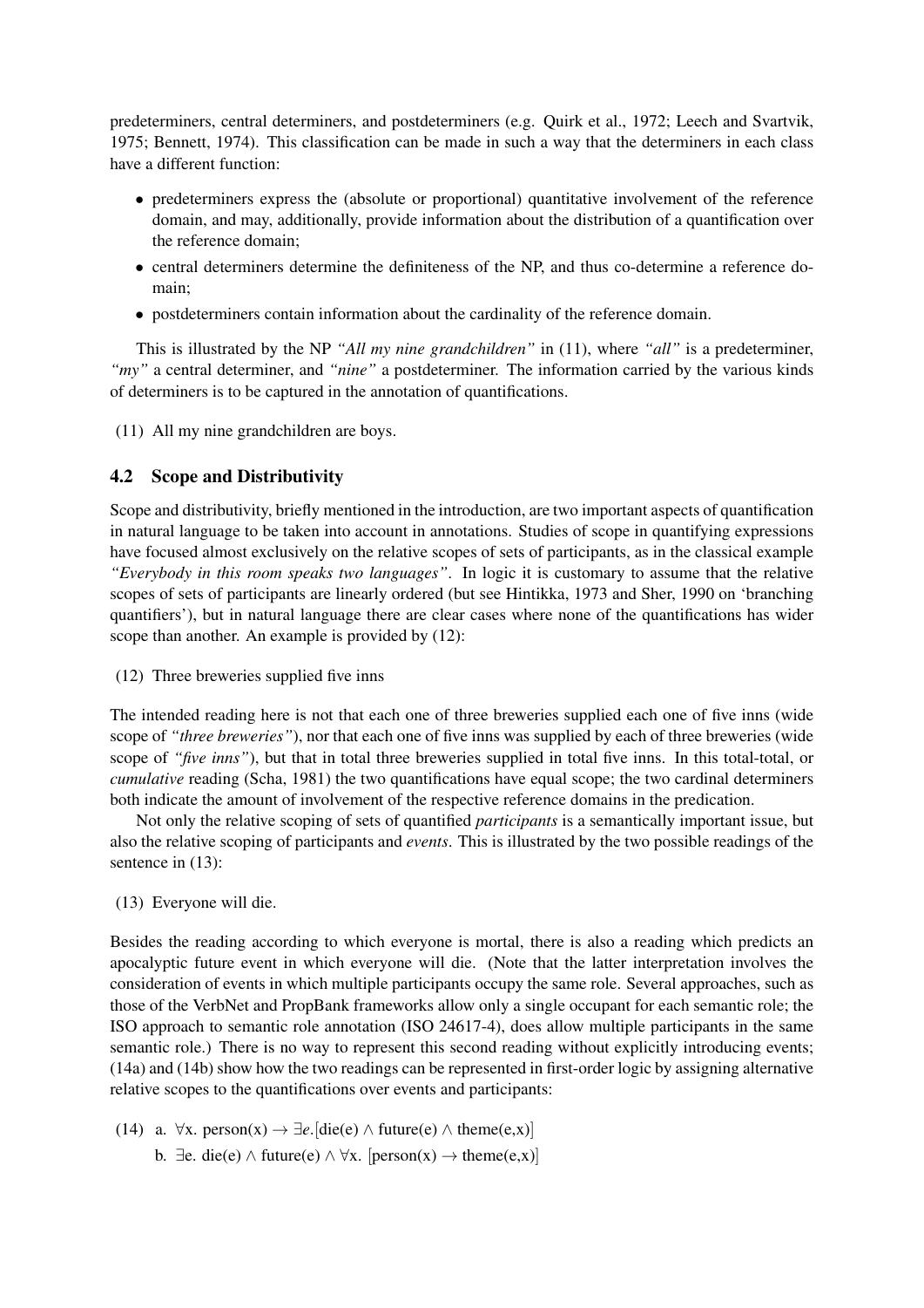predeterminers, central determiners, and postdeterminers (e.g. Quirk et al., 1972; Leech and Svartvik, 1975; Bennett, 1974). This classification can be made in such a way that the determiners in each class have a different function:

- predeterminers express the (absolute or proportional) quantitative involvement of the reference domain, and may, additionally, provide information about the distribution of a quantification over the reference domain;
- central determiners determine the definiteness of the NP, and thus co-determine a reference domain;
- postdeterminers contain information about the cardinality of the reference domain.

This is illustrated by the NP *"All my nine grandchildren"* in (11), where *"all"* is a predeterminer, *"my"* a central determiner, and *"nine"* a postdeterminer. The information carried by the various kinds of determiners is to be captured in the annotation of quantifications.

(11) All my nine grandchildren are boys.

## 4.2 Scope and Distributivity

Scope and distributivity, briefly mentioned in the introduction, are two important aspects of quantification in natural language to be taken into account in annotations. Studies of scope in quantifying expressions have focused almost exclusively on the relative scopes of sets of participants, as in the classical example *"Everybody in this room speaks two languages"*. In logic it is customary to assume that the relative scopes of sets of participants are linearly ordered (but see Hintikka, 1973 and Sher, 1990 on 'branching quantifiers'), but in natural language there are clear cases where none of the quantifications has wider scope than another. An example is provided by (12):

(12) Three breweries supplied five inns

The intended reading here is not that each one of three breweries supplied each one of five inns (wide scope of *"three breweries"*), nor that each one of five inns was supplied by each of three breweries (wide scope of *"five inns"*), but that in total three breweries supplied in total five inns. In this total-total, or *cumulative* reading (Scha, 1981) the two quantifications have equal scope; the two cardinal determiners both indicate the amount of involvement of the respective reference domains in the predication.

Not only the relative scoping of sets of quantified *participants* is a semantically important issue, but also the relative scoping of participants and *events*. This is illustrated by the two possible readings of the sentence in (13):

(13) Everyone will die.

Besides the reading according to which everyone is mortal, there is also a reading which predicts an apocalyptic future event in which everyone will die. (Note that the latter interpretation involves the consideration of events in which multiple participants occupy the same role. Several approaches, such as those of the VerbNet and PropBank frameworks allow only a single occupant for each semantic role; the ISO approach to semantic role annotation (ISO 24617-4), does allow multiple participants in the same semantic role.) There is no way to represent this second reading without explicitly introducing events; (14a) and (14b) show how the two readings can be represented in first-order logic by assigning alternative relative scopes to the quantifications over events and participants:

(14) a. $\forall x.\ \text{person}(x) \rightarrow \exists e.[\text{die}(e) \wedge \text{future}(e) \wedge \text{theme}(e,x)]$

b. $\exists e.\ \text{die}(e) \wedge \text{future}(e) \wedge \forall x.\ [\text{person}(x) \rightarrow \text{theme}(e,x)]$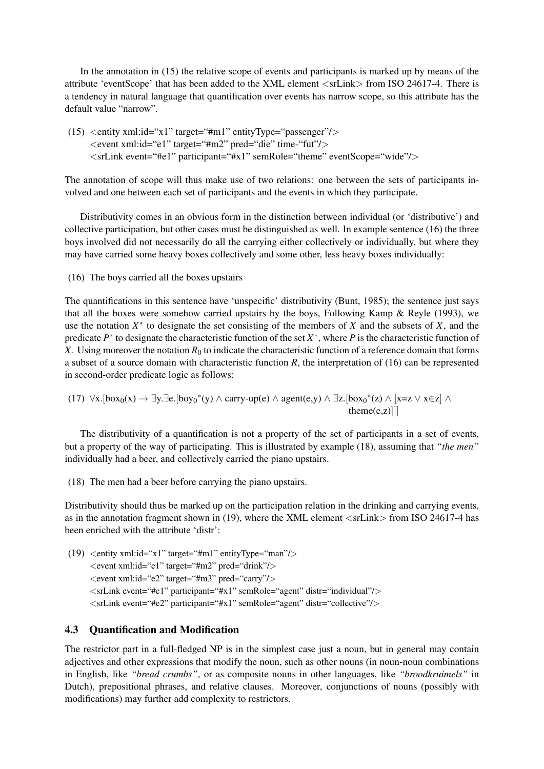In the annotation in (15) the relative scope of events and participants is marked up by means of the attribute 'eventScope' that has been added to the XML element <srLink> from ISO 24617-4. There is a tendency in natural language that quantification over events has narrow scope, so this attribute has the default value "narrow".

(15) <entity xml:id="x1" target="#m1" entityType="passenger"/>
<event xml:id="e1" target="#m2" pred="die" time-"fut"/>
<srLink event="#e1" participant="#x1" semRole="theme" eventScope="wide"/>

The annotation of scope will thus make use of two relations: one between the sets of participants involved and one between each set of participants and the events in which they participate.

Distributivity comes in an obvious form in the distinction between individual (or 'distributive') and collective participation, but other cases must be distinguished as well. In example sentence (16) the three boys involved did not necessarily do all the carrying either collectively or individually, but where they may have carried some heavy boxes collectively and some other, less heavy boxes individually:

(16) The boys carried all the boxes upstairs

The quantifications in this sentence have 'unspecific' distributivity (Bunt, 1985); the sentence just says that all the boxes were somehow carried upstairs by the boys, Following Kamp & Reyle (1993), we use the notation $X^*$ to designate the set consisting of the members of $X$ and the subsets of $X$, and the predicate $P^*$ to designate the characteristic function of the set $X^*$, where $P$ is the characteristic function of $X$. Using moreover the notation $R_0$ to indicate the characteristic function of a reference domain that forms a subset of a source domain with characteristic function $R$, the interpretation of (16) can be represented in second-order predicate logic as follows:

(17) $\forall x.[\text{box}_0(x) \rightarrow \exists y.\exists e.[\text{boy}_0{}^*(y) \wedge \text{carry-up}(e) \wedge \text{agent}(e,y) \wedge \exists z.[\text{box}_0{}^*(z) \wedge [x{=}z \vee x{\in}z] \wedge \text{theme}(e,z)]]]$

The distributivity of a quantification is not a property of the set of participants in a set of events, but a property of the way of participating. This is illustrated by example (18), assuming that *"the men"* individually had a beer, and collectively carried the piano upstairs.

(18) The men had a beer before carrying the piano upstairs.

Distributivity should thus be marked up on the participation relation in the drinking and carrying events, as in the annotation fragment shown in (19), where the XML element <srLink> from ISO 24617-4 has been enriched with the attribute 'distr':

(19) <entity xml:id="x1" target="#m1" entityType="man"/>
<event xml:id="e1" target="#m2" pred="drink"/>
<event xml:id="e2" target="#m3" pred="carry"/>
<srLink event="#e1" participant="#x1" semRole="agent" distr="individual"/>
<srLink event="#e2" participant="#x1" semRole="agent" distr="collective"/>

### 4.3 Quantification and Modification

The restrictor part in a full-fledged NP is in the simplest case just a noun, but in general may contain adjectives and other expressions that modify the noun, such as other nouns (in noun-noun combinations in English, like *"bread crumbs"*, or as composite nouns in other languages, like *"broodkruimels"* in Dutch), prepositional phrases, and relative clauses. Moreover, conjunctions of nouns (possibly with modifications) may further add complexity to restrictors.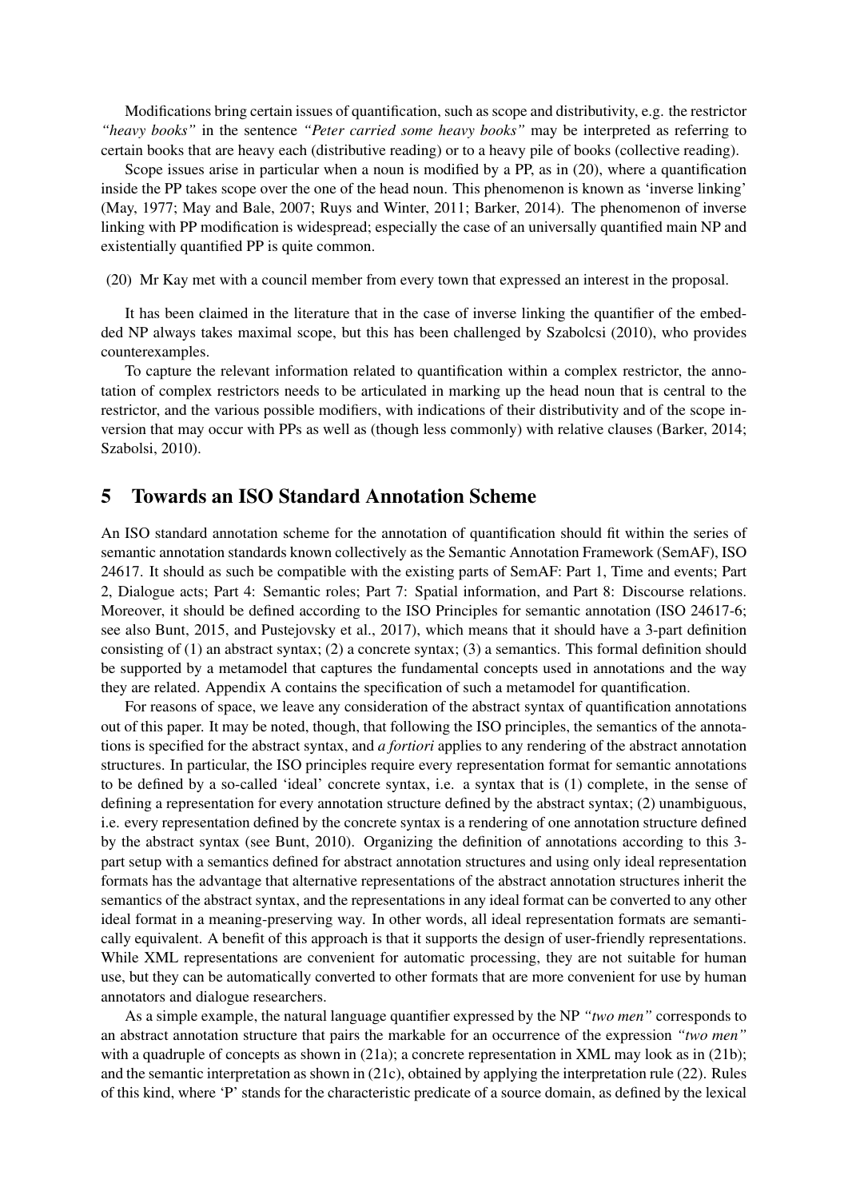Modifications bring certain issues of quantification, such as scope and distributivity, e.g. the restrictor *"heavy books"* in the sentence *"Peter carried some heavy books"* may be interpreted as referring to certain books that are heavy each (distributive reading) or to a heavy pile of books (collective reading).

Scope issues arise in particular when a noun is modified by a PP, as in (20), where a quantification inside the PP takes scope over the one of the head noun. This phenomenon is known as 'inverse linking' (May, 1977; May and Bale, 2007; Ruys and Winter, 2011; Barker, 2014). The phenomenon of inverse linking with PP modification is widespread; especially the case of an universally quantified main NP and existentially quantified PP is quite common.

(20) Mr Kay met with a council member from every town that expressed an interest in the proposal.

It has been claimed in the literature that in the case of inverse linking the quantifier of the embedded NP always takes maximal scope, but this has been challenged by Szabolcsi (2010), who provides counterexamples.

To capture the relevant information related to quantification within a complex restrictor, the annotation of complex restrictors needs to be articulated in marking up the head noun that is central to the restrictor, and the various possible modifiers, with indications of their distributivity and of the scope inversion that may occur with PPs as well as (though less commonly) with relative clauses (Barker, 2014; Szabolsi, 2010).

## 5 Towards an ISO Standard Annotation Scheme

An ISO standard annotation scheme for the annotation of quantification should fit within the series of semantic annotation standards known collectively as the Semantic Annotation Framework (SemAF), ISO 24617. It should as such be compatible with the existing parts of SemAF: Part 1, Time and events; Part 2, Dialogue acts; Part 4: Semantic roles; Part 7: Spatial information, and Part 8: Discourse relations. Moreover, it should be defined according to the ISO Principles for semantic annotation (ISO 24617-6; see also Bunt, 2015, and Pustejovsky et al., 2017), which means that it should have a 3-part definition consisting of (1) an abstract syntax; (2) a concrete syntax; (3) a semantics. This formal definition should be supported by a metamodel that captures the fundamental concepts used in annotations and the way they are related. Appendix A contains the specification of such a metamodel for quantification.

For reasons of space, we leave any consideration of the abstract syntax of quantification annotations out of this paper. It may be noted, though, that following the ISO principles, the semantics of the annotations is specified for the abstract syntax, and *a fortiori* applies to any rendering of the abstract annotation structures. In particular, the ISO principles require every representation format for semantic annotations to be defined by a so-called 'ideal' concrete syntax, i.e. a syntax that is (1) complete, in the sense of defining a representation for every annotation structure defined by the abstract syntax; (2) unambiguous, i.e. every representation defined by the concrete syntax is a rendering of one annotation structure defined by the abstract syntax (see Bunt, 2010). Organizing the definition of annotations according to this 3-part setup with a semantics defined for abstract annotation structures and using only ideal representation formats has the advantage that alternative representations of the abstract annotation structures inherit the semantics of the abstract syntax, and the representations in any ideal format can be converted to any other ideal format in a meaning-preserving way. In other words, all ideal representation formats are semantically equivalent. A benefit of this approach is that it supports the design of user-friendly representations. While XML representations are convenient for automatic processing, they are not suitable for human use, but they can be automatically converted to other formats that are more convenient for use by human annotators and dialogue researchers.

As a simple example, the natural language quantifier expressed by the NP *"two men"* corresponds to an abstract annotation structure that pairs the markable for an occurrence of the expression *"two men"* with a quadruple of concepts as shown in (21a); a concrete representation in XML may look as in (21b); and the semantic interpretation as shown in (21c), obtained by applying the interpretation rule (22). Rules of this kind, where 'P' stands for the characteristic predicate of a source domain, as defined by the lexical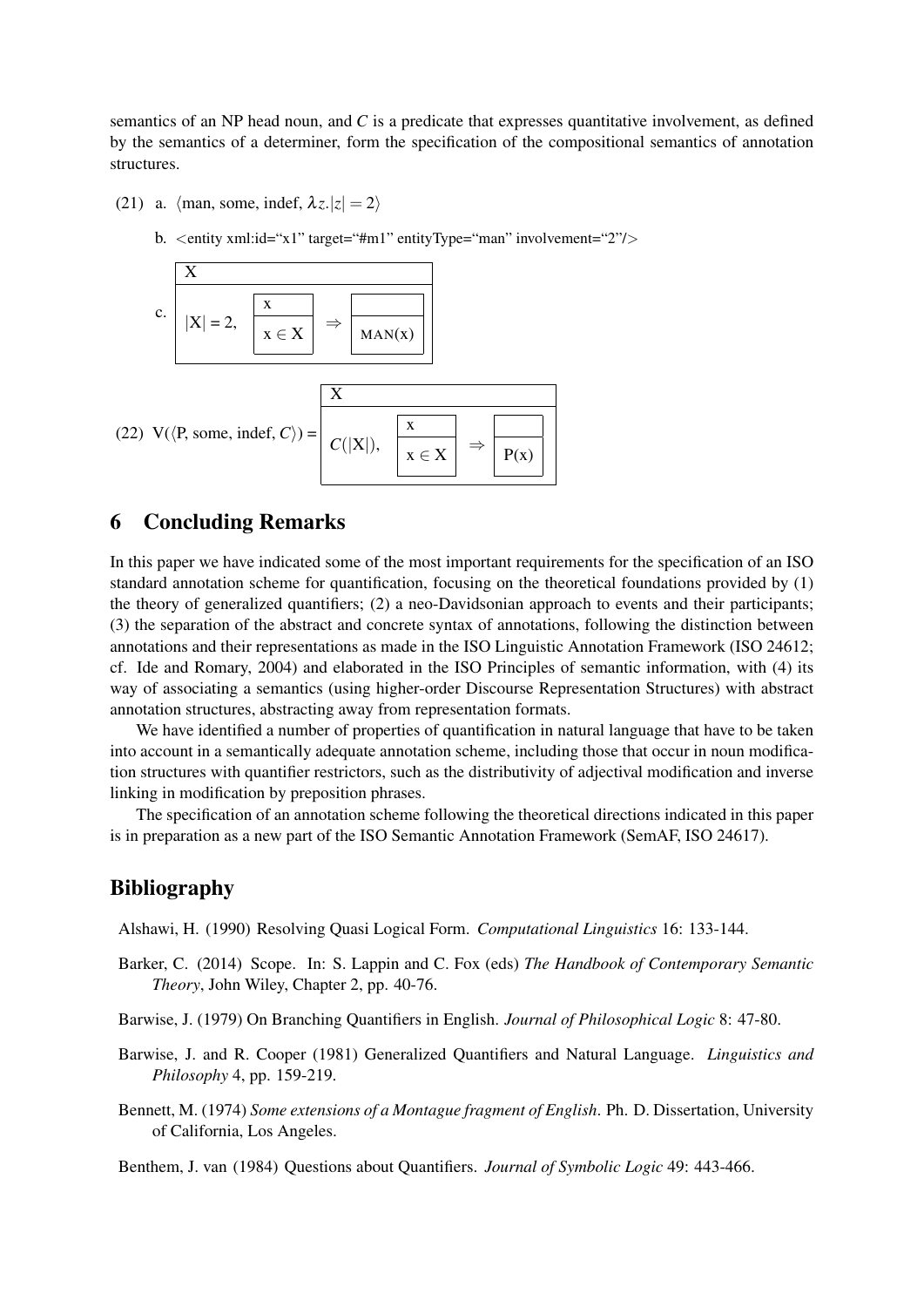semantics of an NP head noun, and $C$ is a predicate that expresses quantitative involvement, as defined by the semantics of a determiner, form the specification of the compositional semantics of annotation structures.

(21) a. $\langle$man, some, indef, $\lambda z.|z| = 2\rangle$

b. <entity xml:id="x1" target="#m1" entityType="man" involvement="2"/>

c. 

$$\begin{array}{|l|}\hline X \\ \hline |X| = 2, \quad \begin{array}{|c|}\hline x \\ \hline x \in X \\ \hline \end{array} \Rightarrow \begin{array}{|c|}\hline \\ \hline \text{MAN}(x) \\ \hline \end{array} \\ \hline \end{array}$$

(22) 

$$V(\langle P, \text{some, indef}, C\rangle) = \begin{array}{|l|}\hline X \\ \hline C(|X|), \quad \begin{array}{|c|}\hline x \\ \hline x \in X \\ \hline \end{array} \Rightarrow \begin{array}{|c|}\hline \\ \hline P(x) \\ \hline \end{array} \\ \hline \end{array}$$

## 6 Concluding Remarks

In this paper we have indicated some of the most important requirements for the specification of an ISO standard annotation scheme for quantification, focusing on the theoretical foundations provided by (1) the theory of generalized quantifiers; (2) a neo-Davidsonian approach to events and their participants; (3) the separation of the abstract and concrete syntax of annotations, following the distinction between annotations and their representations as made in the ISO Linguistic Annotation Framework (ISO 24612; cf. Ide and Romary, 2004) and elaborated in the ISO Principles of semantic information, with (4) its way of associating a semantics (using higher-order Discourse Representation Structures) with abstract annotation structures, abstracting away from representation formats.

We have identified a number of properties of quantification in natural language that have to be taken into account in a semantically adequate annotation scheme, including those that occur in noun modification structures with quantifier restrictors, such as the distributivity of adjectival modification and inverse linking in modification by preposition phrases.

The specification of an annotation scheme following the theoretical directions indicated in this paper is in preparation as a new part of the ISO Semantic Annotation Framework (SemAF, ISO 24617).

## Bibliography

Alshawi, H. (1990) Resolving Quasi Logical Form. *Computational Linguistics* 16: 133-144.

Barker, C. (2014) Scope. In: S. Lappin and C. Fox (eds) *The Handbook of Contemporary Semantic Theory*, John Wiley, Chapter 2, pp. 40-76.

Barwise, J. (1979) On Branching Quantifiers in English. *Journal of Philosophical Logic* 8: 47-80.

Barwise, J. and R. Cooper (1981) Generalized Quantifiers and Natural Language. *Linguistics and Philosophy* 4, pp. 159-219.

Bennett, M. (1974) *Some extensions of a Montague fragment of English*. Ph. D. Dissertation, University of California, Los Angeles.

Benthem, J. van (1984) Questions about Quantifiers. *Journal of Symbolic Logic* 49: 443-466.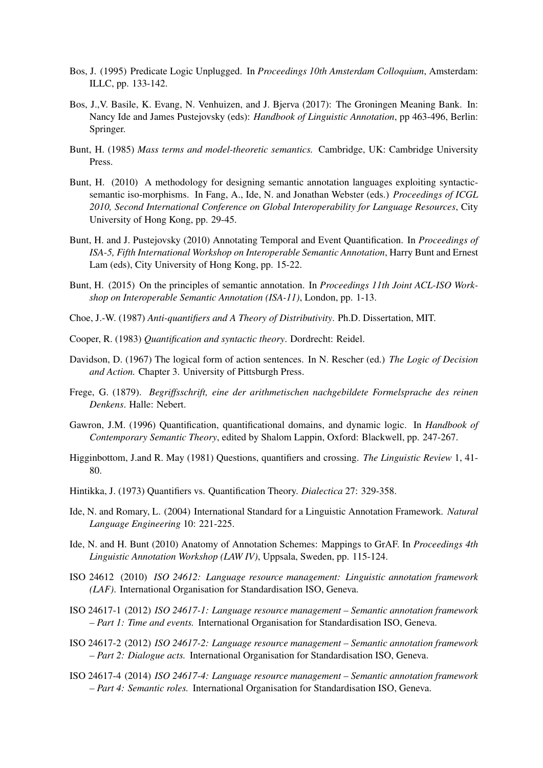Bos, J. (1995) Predicate Logic Unplugged. In *Proceedings 10th Amsterdam Colloquium*, Amsterdam: ILLC, pp. 133-142.

Bos, J.,V. Basile, K. Evang, N. Venhuizen, and J. Bjerva (2017): The Groningen Meaning Bank. In: Nancy Ide and James Pustejovsky (eds): *Handbook of Linguistic Annotation*, pp 463-496, Berlin: Springer.

Bunt, H. (1985) *Mass terms and model-theoretic semantics.* Cambridge, UK: Cambridge University Press.

Bunt, H. (2010) A methodology for designing semantic annotation languages exploiting syntactic-semantic iso-morphisms. In Fang, A., Ide, N. and Jonathan Webster (eds.) *Proceedings of ICGL 2010, Second International Conference on Global Interoperability for Language Resources*, City University of Hong Kong, pp. 29-45.

Bunt, H. and J. Pustejovsky (2010) Annotating Temporal and Event Quantification. In *Proceedings of ISA-5, Fifth International Workshop on Interoperable Semantic Annotation*, Harry Bunt and Ernest Lam (eds), City University of Hong Kong, pp. 15-22.

Bunt, H. (2015) On the principles of semantic annotation. In *Proceedings 11th Joint ACL-ISO Workshop on Interoperable Semantic Annotation (ISA-11)*, London, pp. 1-13.

Choe, J.-W. (1987) *Anti-quantifiers and A Theory of Distributivity*. Ph.D. Dissertation, MIT.

Cooper, R. (1983) *Quantification and syntactic theory*. Dordrecht: Reidel.

Davidson, D. (1967) The logical form of action sentences. In N. Rescher (ed.) *The Logic of Decision and Action.* Chapter 3. University of Pittsburgh Press.

Frege, G. (1879). *Begriffsschrift, eine der arithmetischen nachgebildete Formelsprache des reinen Denkens*. Halle: Nebert.

Gawron, J.M. (1996) Quantification, quantificational domains, and dynamic logic. In *Handbook of Contemporary Semantic Theory*, edited by Shalom Lappin, Oxford: Blackwell, pp. 247-267.

Higginbottom, J.and R. May (1981) Questions, quantifiers and crossing. *The Linguistic Review* 1, 41-80.

Hintikka, J. (1973) Quantifiers vs. Quantification Theory. *Dialectica* 27: 329-358.

Ide, N. and Romary, L. (2004) International Standard for a Linguistic Annotation Framework. *Natural Language Engineering* 10: 221-225.

Ide, N. and H. Bunt (2010) Anatomy of Annotation Schemes: Mappings to GrAF. In *Proceedings 4th Linguistic Annotation Workshop (LAW IV)*, Uppsala, Sweden, pp. 115-124.

ISO 24612 (2010) *ISO 24612: Language resource management: Linguistic annotation framework (LAF).* International Organisation for Standardisation ISO, Geneva.

ISO 24617-1 (2012) *ISO 24617-1: Language resource management – Semantic annotation framework – Part 1: Time and events.* International Organisation for Standardisation ISO, Geneva.

ISO 24617-2 (2012) *ISO 24617-2: Language resource management – Semantic annotation framework – Part 2: Dialogue acts.* International Organisation for Standardisation ISO, Geneva.

ISO 24617-4 (2014) *ISO 24617-4: Language resource management – Semantic annotation framework – Part 4: Semantic roles.* International Organisation for Standardisation ISO, Geneva.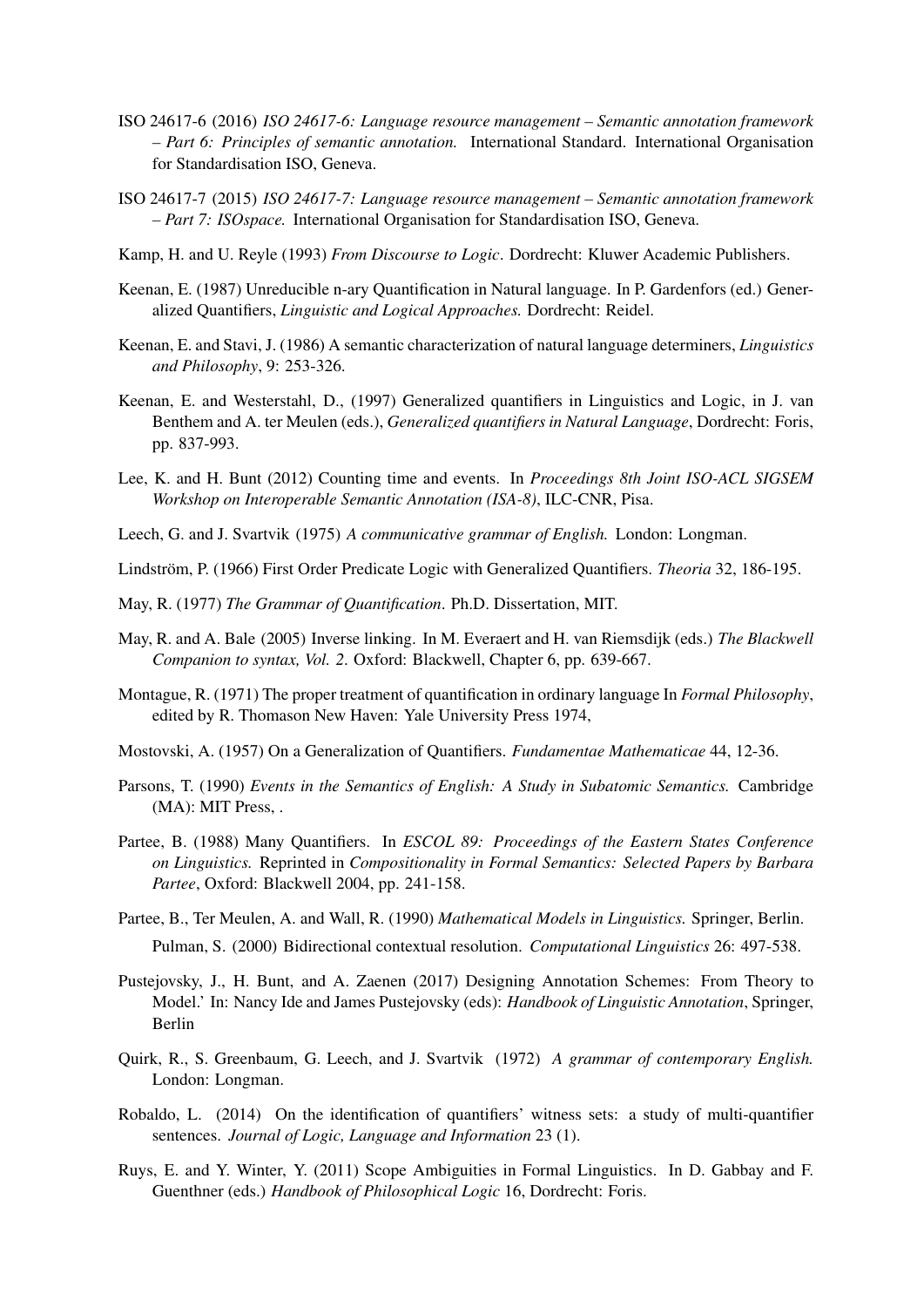ISO 24617-6 (2016) *ISO 24617-6: Language resource management – Semantic annotation framework – Part 6: Principles of semantic annotation.* International Standard. International Organisation for Standardisation ISO, Geneva.

ISO 24617-7 (2015) *ISO 24617-7: Language resource management – Semantic annotation framework – Part 7: ISOspace.* International Organisation for Standardisation ISO, Geneva.

Kamp, H. and U. Reyle (1993) *From Discourse to Logic*. Dordrecht: Kluwer Academic Publishers.

Keenan, E. (1987) Unreducible n-ary Quantification in Natural language. In P. Gardenfors (ed.) Generalized Quantifiers, *Linguistic and Logical Approaches.* Dordrecht: Reidel.

Keenan, E. and Stavi, J. (1986) A semantic characterization of natural language determiners, *Linguistics and Philosophy*, 9: 253-326.

Keenan, E. and Westerstahl, D., (1997) Generalized quantifiers in Linguistics and Logic, in J. van Benthem and A. ter Meulen (eds.), *Generalized quantifiers in Natural Language*, Dordrecht: Foris, pp. 837-993.

Lee, K. and H. Bunt (2012) Counting time and events. In *Proceedings 8th Joint ISO-ACL SIGSEM Workshop on Interoperable Semantic Annotation (ISA-8)*, ILC-CNR, Pisa.

Leech, G. and J. Svartvik (1975) *A communicative grammar of English.* London: Longman.

Lindström, P. (1966) First Order Predicate Logic with Generalized Quantifiers. *Theoria* 32, 186-195.

May, R. (1977) *The Grammar of Quantification*. Ph.D. Dissertation, MIT.

May, R. and A. Bale (2005) Inverse linking. In M. Everaert and H. van Riemsdijk (eds.) *The Blackwell Companion to syntax, Vol. 2*. Oxford: Blackwell, Chapter 6, pp. 639-667.

Montague, R. (1971) The proper treatment of quantification in ordinary language In *Formal Philosophy*, edited by R. Thomason New Haven: Yale University Press 1974,

Mostovski, A. (1957) On a Generalization of Quantifiers. *Fundamentae Mathematicae* 44, 12-36.

Parsons, T. (1990) *Events in the Semantics of English: A Study in Subatomic Semantics.* Cambridge (MA): MIT Press, .

Partee, B. (1988) Many Quantifiers. In *ESCOL 89: Proceedings of the Eastern States Conference on Linguistics.* Reprinted in *Compositionality in Formal Semantics: Selected Papers by Barbara Partee*, Oxford: Blackwell 2004, pp. 241-158.

Partee, B., Ter Meulen, A. and Wall, R. (1990) *Mathematical Models in Linguistics.* Springer, Berlin.

Pulman, S. (2000) Bidirectional contextual resolution. *Computational Linguistics* 26: 497-538.

Pustejovsky, J., H. Bunt, and A. Zaenen (2017) Designing Annotation Schemes: From Theory to Model.' In: Nancy Ide and James Pustejovsky (eds): *Handbook of Linguistic Annotation*, Springer, Berlin

Quirk, R., S. Greenbaum, G. Leech, and J. Svartvik (1972) *A grammar of contemporary English.* London: Longman.

Robaldo, L. (2014) On the identification of quantifiers' witness sets: a study of multi-quantifier sentences. *Journal of Logic, Language and Information* 23 (1).

Ruys, E. and Y. Winter, Y. (2011) Scope Ambiguities in Formal Linguistics. In D. Gabbay and F. Guenthner (eds.) *Handbook of Philosophical Logic* 16, Dordrecht: Foris.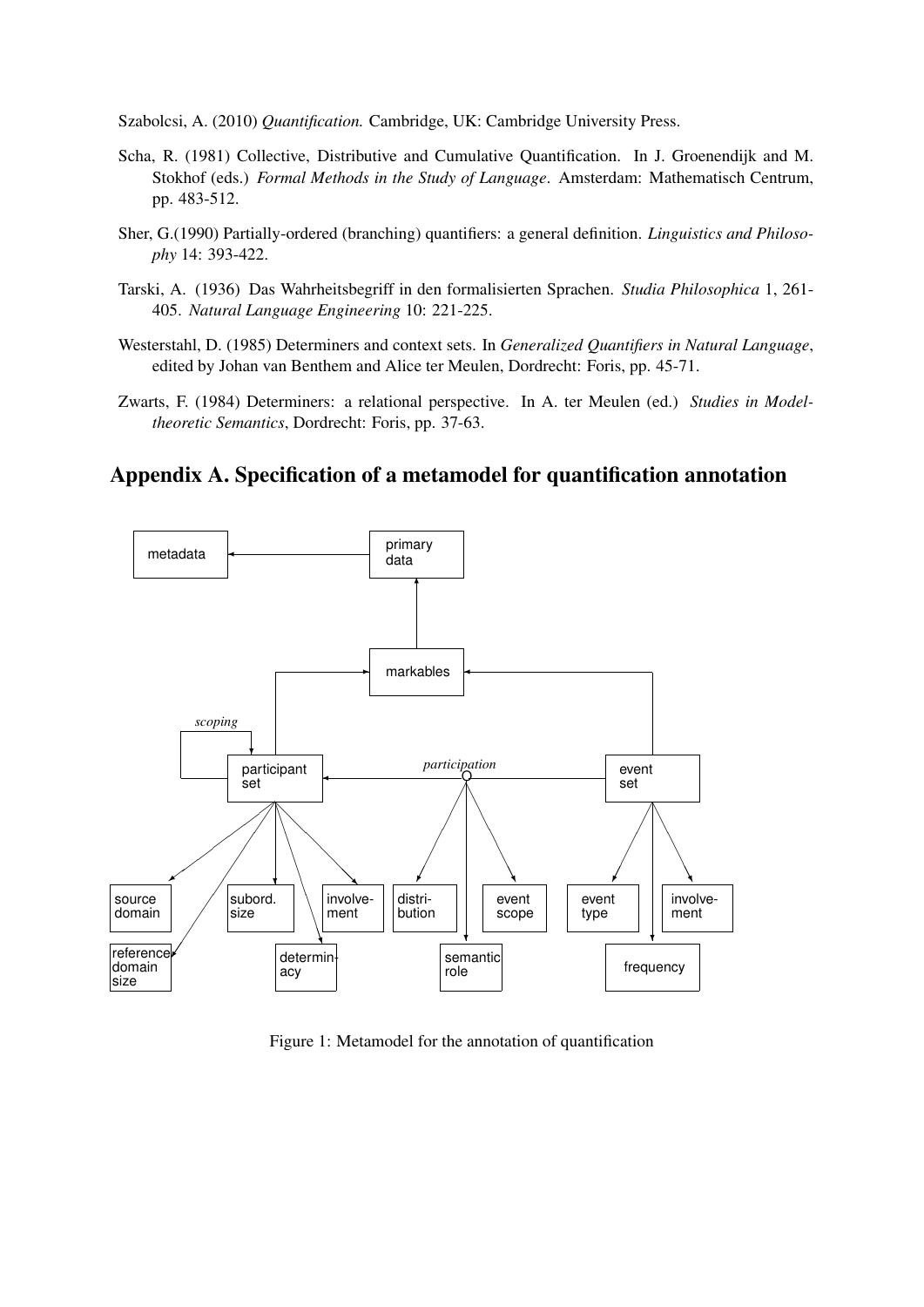Szabolcsi, A. (2010) *Quantification.* Cambridge, UK: Cambridge University Press.

Scha, R. (1981) Collective, Distributive and Cumulative Quantification. In J. Groenendijk and M. Stokhof (eds.) *Formal Methods in the Study of Language*. Amsterdam: Mathematisch Centrum, pp. 483-512.

Sher, G.(1990) Partially-ordered (branching) quantifiers: a general definition. *Linguistics and Philosophy* 14: 393-422.

Tarski, A. (1936) Das Wahrheitsbegriff in den formalisierten Sprachen. *Studia Philosophica* 1, 261-405. *Natural Language Engineering* 10: 221-225.

Westerstahl, D. (1985) Determiners and context sets. In *Generalized Quantifiers in Natural Language*, edited by Johan van Benthem and Alice ter Meulen, Dordrecht: Foris, pp. 45-71.

Zwarts, F. (1984) Determiners: a relational perspective. In A. ter Meulen (ed.) *Studies in Model-theoretic Semantics*, Dordrecht: Foris, pp. 37-63.

## Appendix A. Specification of a metamodel for quantification annotation

metadata
primary data
markables
*scoping*
participant set
*participation*
event set
source domain
subord. size
involvement
distribution
event scope
event type
involvement
reference domain size
determinacy
semantic role
frequency

Figure 1: Metamodel for the annotation of quantification